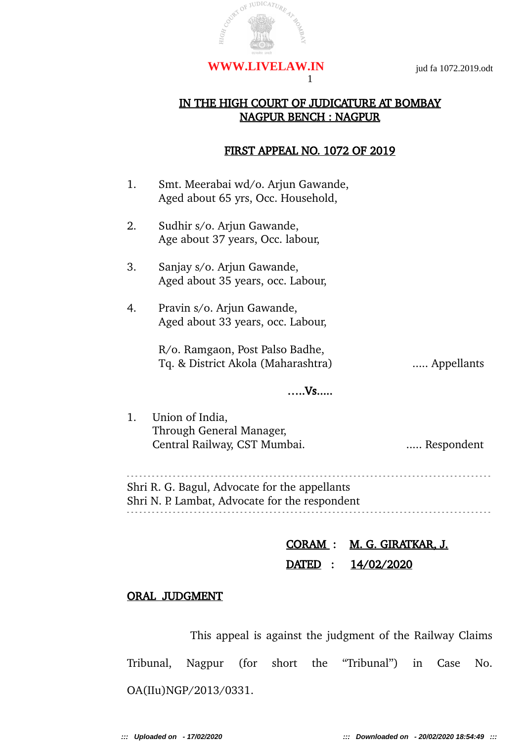# IN THE HIGH COURT OF JUDICATURE AT BOMBAY
## NAGPUR BENCH : NAGPUR

## FIRST APPEAL NO. 1072 OF 2019

1. Smt. Meerabai wd/o. Arjun Gawande,
   Aged about 65 yrs, Occ. Household,

2. Sudhir s/o. Arjun Gawande,
   Age about 37 years, Occ. labour,

3. Sanjay s/o. Arjun Gawande,
   Aged about 35 years, occ. Labour,

4. Pravin s/o. Arjun Gawande,
   Aged about 33 years, occ. Labour,

   R/o. Ramgaon, Post Palso Badhe,
   Tq. & District Akola (Maharashtra) ..... Appellants

.....Vs.....

1. Union of India,
   Through General Manager,
   Central Railway, CST Mumbai. ..... Respondent

---

Shri R. G. Bagul, Advocate for the appellants
Shri N. P. Lambat, Advocate for the respondent

---

CORAM : M. G. GIRATKAR, J.

DATED : 14/02/2020

**ORAL JUDGMENT**

This appeal is against the judgment of the Railway Claims Tribunal, Nagpur (for short the "Tribunal") in Case No. OA(IIu)NGP/2013/0331.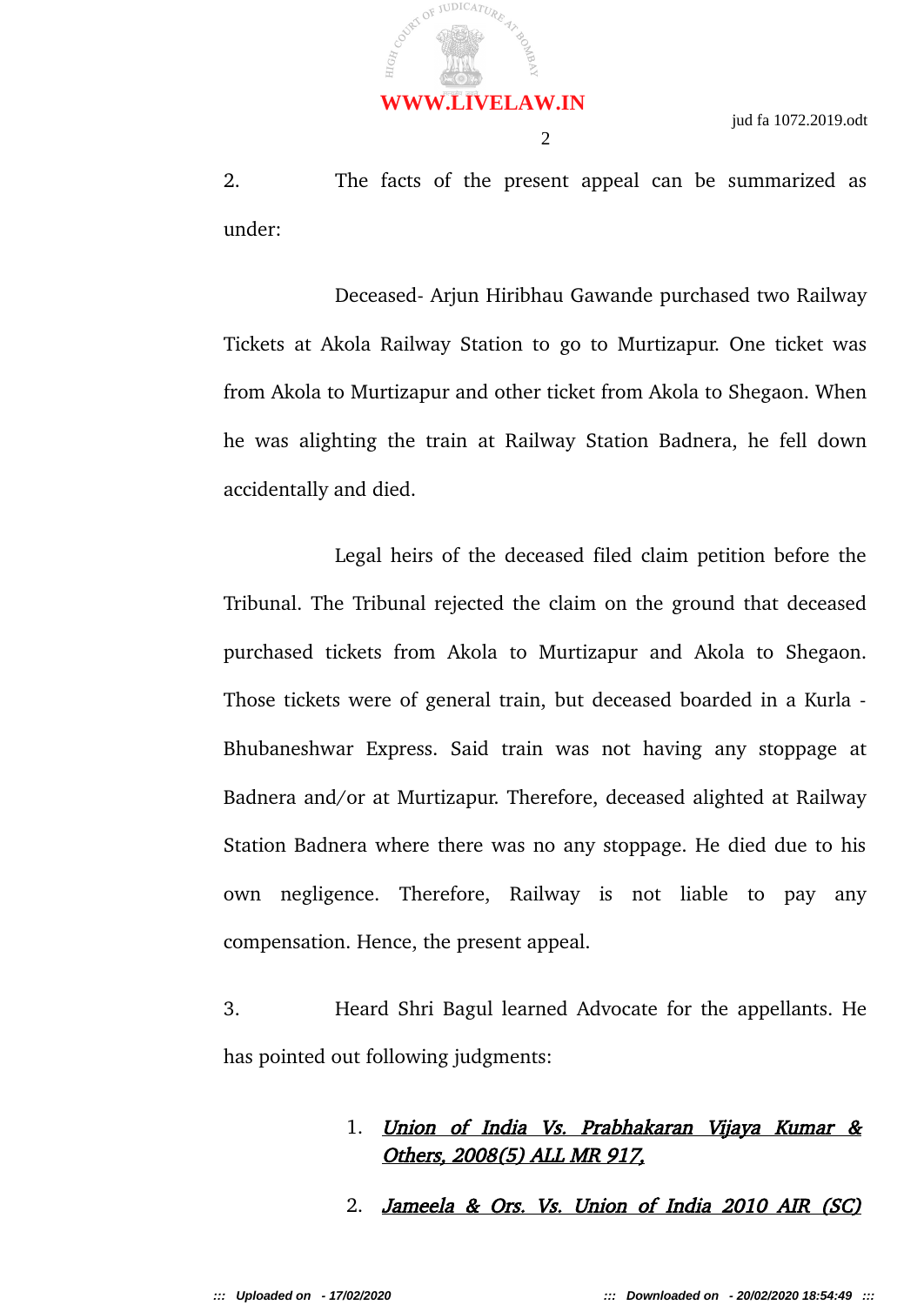2. The facts of the present appeal can be summarized as under:

Deceased- Arjun Hiribhau Gawande purchased two Railway Tickets at Akola Railway Station to go to Murtizapur. One ticket was from Akola to Murtizapur and other ticket from Akola to Shegaon. When he was alighting the train at Railway Station Badnera, he fell down accidentally and died.

Legal heirs of the deceased filed claim petition before the Tribunal. The Tribunal rejected the claim on the ground that deceased purchased tickets from Akola to Murtizapur and Akola to Shegaon. Those tickets were of general train, but deceased boarded in a Kurla - Bhubaneshwar Express. Said train was not having any stoppage at Badnera and/or at Murtizapur. Therefore, deceased alighted at Railway Station Badnera where there was no any stoppage. He died due to his own negligence. Therefore, Railway is not liable to pay any compensation. Hence, the present appeal.

3. Heard Shri Bagul learned Advocate for the appellants. He has pointed out following judgments:

1. ***Union of India Vs. Prabhakaran Vijaya Kumar & Others, 2008(5) ALL MR 917,***
2. ***Jameela & Ors. Vs. Union of India 2010 AIR (SC)***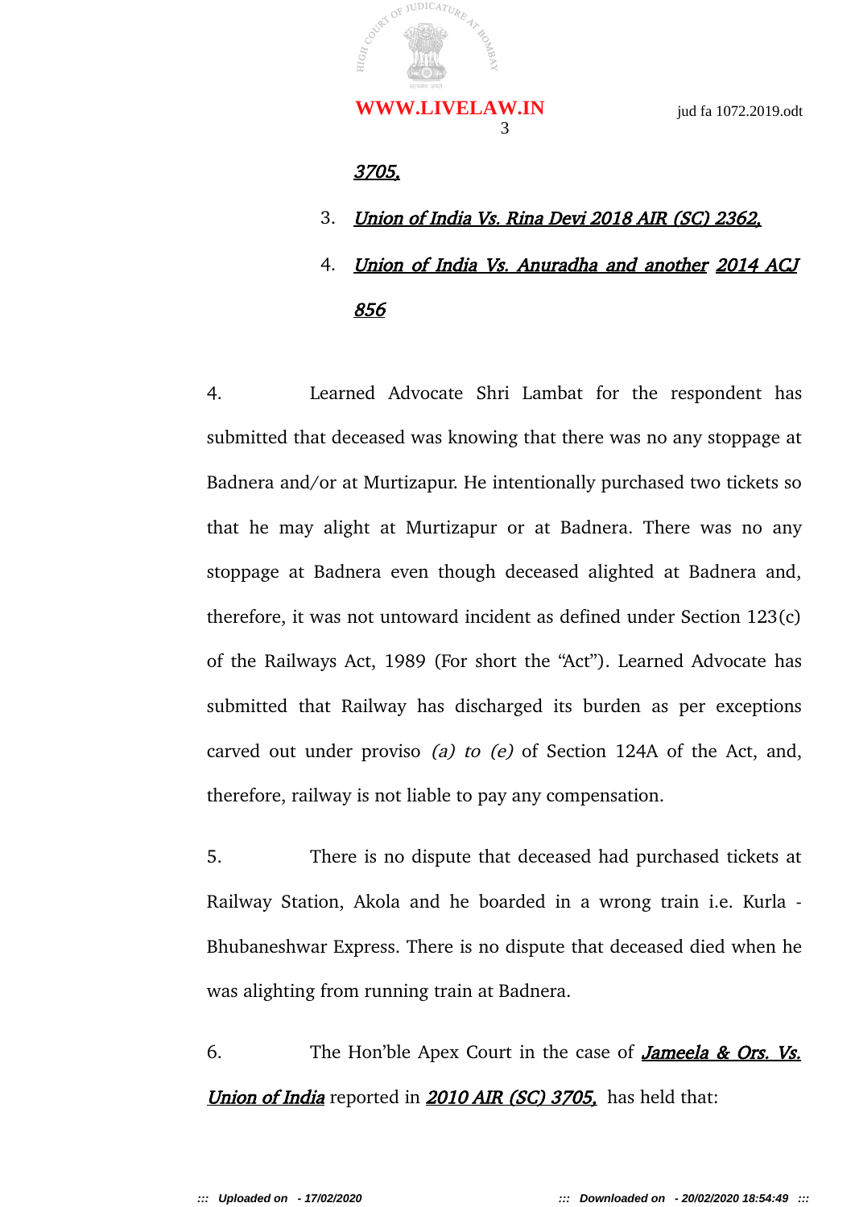*3705,*

3. ***Union of India Vs. Rina Devi 2018 AIR (SC) 2362,***
4. ***Union of India Vs. Anuradha and another 2014 ACJ 856***

4. Learned Advocate Shri Lambat for the respondent has submitted that deceased was knowing that there was no any stoppage at Badnera and/or at Murtizapur. He intentionally purchased two tickets so that he may alight at Murtizapur or at Badnera. There was no any stoppage at Badnera even though deceased alighted at Badnera and, therefore, it was not untoward incident as defined under Section 123(c) of the Railways Act, 1989 (For short the "Act"). Learned Advocate has submitted that Railway has discharged its burden as per exceptions carved out under proviso *(a) to (e)* of Section 124A of the Act, and, therefore, railway is not liable to pay any compensation.

5. There is no dispute that deceased had purchased tickets at Railway Station, Akola and he boarded in a wrong train i.e. Kurla - Bhubaneshwar Express. There is no dispute that deceased died when he was alighting from running train at Badnera.

6. The Hon'ble Apex Court in the case of ***Jameela & Ors. Vs. Union of India*** reported in ***2010 AIR (SC) 3705,*** has held that: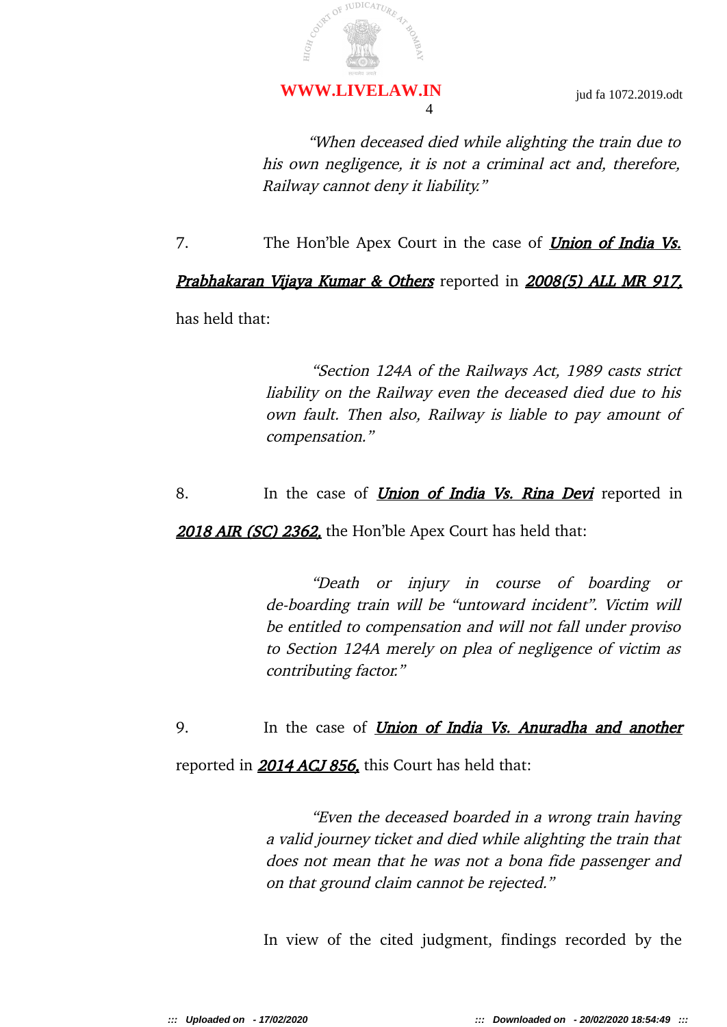> *"When deceased died while alighting the train due to his own negligence, it is not a criminal act and, therefore, Railway cannot deny it liability."*

7. The Hon'ble Apex Court in the case of ***Union of India Vs. Prabhakaran Vijaya Kumar & Others*** reported in ***2008(5) ALL MR 917,*** has held that:

> *"Section 124A of the Railways Act, 1989 casts strict liability on the Railway even the deceased died due to his own fault. Then also, Railway is liable to pay amount of compensation."*

8. In the case of ***Union of India Vs. Rina Devi*** reported in ***2018 AIR (SC) 2362,*** the Hon'ble Apex Court has held that:

> *"Death or injury in course of boarding or de-boarding train will be "untoward incident". Victim will be entitled to compensation and will not fall under proviso to Section 124A merely on plea of negligence of victim as contributing factor."*

9. In the case of ***Union of India Vs. Anuradha and another*** reported in ***2014 ACJ 856,*** this Court has held that:

> *"Even the deceased boarded in a wrong train having a valid journey ticket and died while alighting the train that does not mean that he was not a bona fide passenger and on that ground claim cannot be rejected."*

In view of the cited judgment, findings recorded by the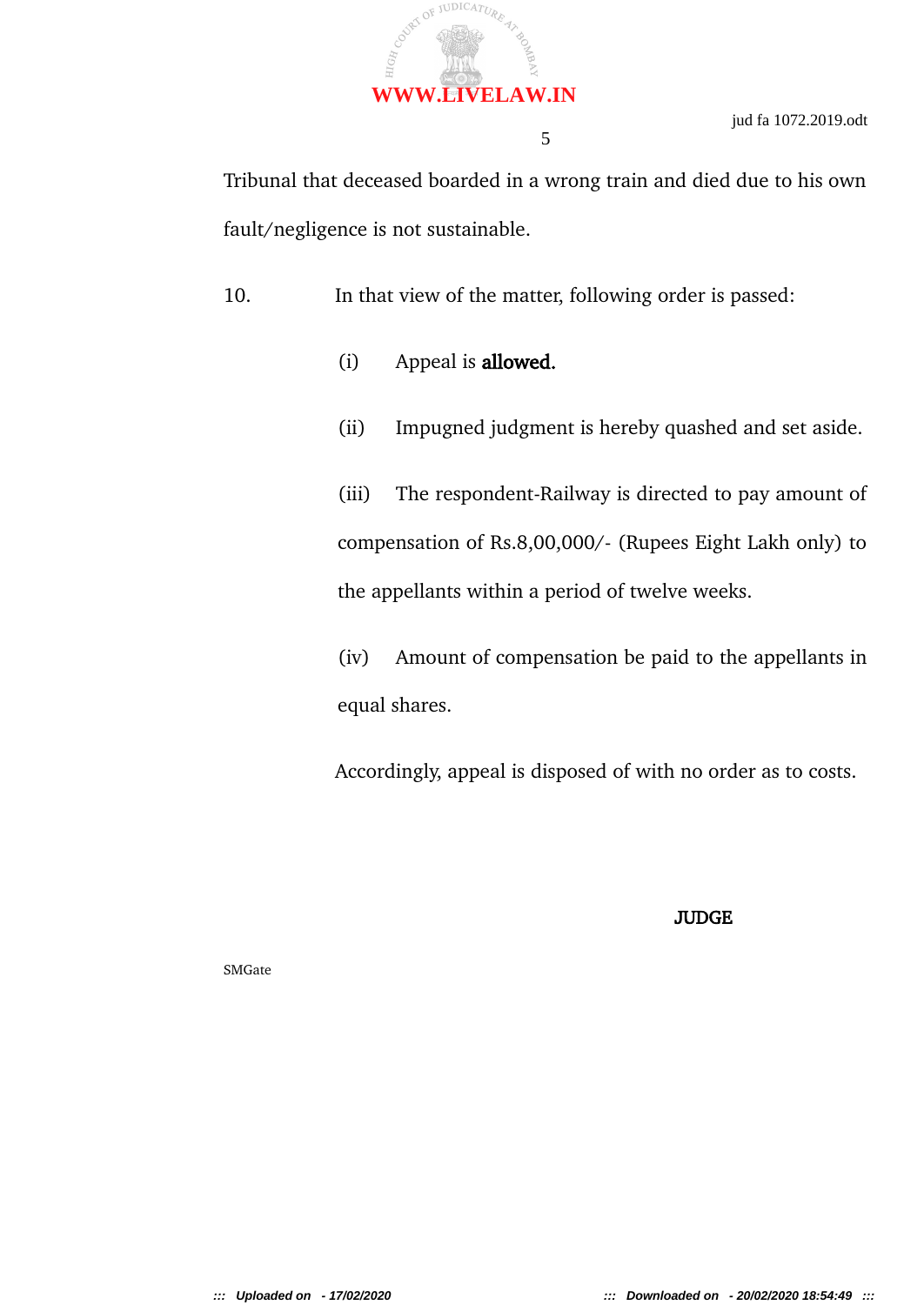Tribunal that deceased boarded in a wrong train and died due to his own fault/negligence is not sustainable.

10. In that view of the matter, following order is passed:

(i) Appeal is **allowed.**

(ii) Impugned judgment is hereby quashed and set aside.

(iii) The respondent-Railway is directed to pay amount of compensation of Rs.8,00,000/- (Rupees Eight Lakh only) to the appellants within a period of twelve weeks.

(iv) Amount of compensation be paid to the appellants in equal shares.

Accordingly, appeal is disposed of with no order as to costs.

**JUDGE**

SMGate